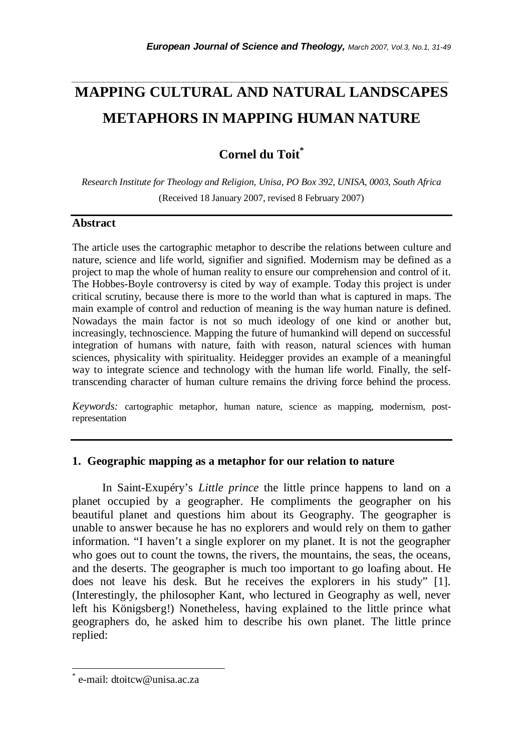# MAPPING CULTURAL AND NATURAL LANDSCAPES METAPHORS IN MAPPING HUMAN NATURE

## Cornel du Toit*

*Research Institute for Theology and Religion, Unisa, PO Box 392, UNISA, 0003, South Africa*

(Received 18 January 2007, revised 8 February 2007)

### Abstract

The article uses the cartographic metaphor to describe the relations between culture and nature, science and life world, signifier and signified. Modernism may be defined as a project to map the whole of human reality to ensure our comprehension and control of it. The Hobbes-Boyle controversy is cited by way of example. Today this project is under critical scrutiny, because there is more to the world than what is captured in maps. The main example of control and reduction of meaning is the way human nature is defined. Nowadays the main factor is not so much ideology of one kind or another but, increasingly, technoscience. Mapping the future of humankind will depend on successful integration of humans with nature, faith with reason, natural sciences with human sciences, physicality with spirituality. Heidegger provides an example of a meaningful way to integrate science and technology with the human life world. Finally, the self-transcending character of human culture remains the driving force behind the process.

*Keywords:* cartographic metaphor, human nature, science as mapping, modernism, post-representation

## 1. Geographic mapping as a metaphor for our relation to nature

In Saint-Exupéry's *Little prince* the little prince happens to land on a planet occupied by a geographer. He compliments the geographer on his beautiful planet and questions him about its Geography. The geographer is unable to answer because he has no explorers and would rely on them to gather information. "I haven't a single explorer on my planet. It is not the geographer who goes out to count the towns, the rivers, the mountains, the seas, the oceans, and the deserts. The geographer is much too important to go loafing about. He does not leave his desk. But he receives the explorers in his study" [1]. (Interestingly, the philosopher Kant, who lectured in Geography as well, never left his Königsberg!) Nonetheless, having explained to the little prince what geographers do, he asked him to describe his own planet. The little prince replied:

---

* e-mail: dtoitcw@unisa.ac.za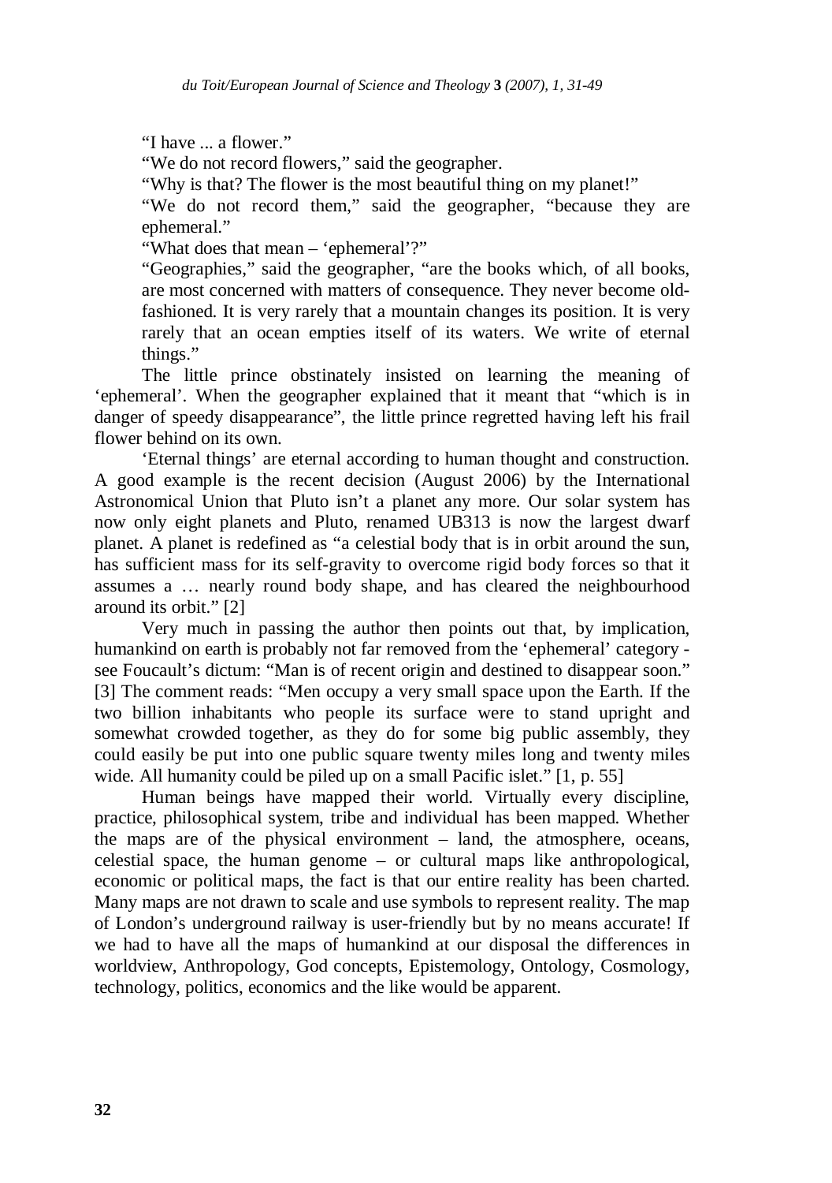"I have ... a flower."

"We do not record flowers," said the geographer.

"Why is that? The flower is the most beautiful thing on my planet!"

"We do not record them," said the geographer, "because they are ephemeral."

"What does that mean – 'ephemeral'?"

"Geographies," said the geographer, "are the books which, of all books, are most concerned with matters of consequence. They never become old-fashioned. It is very rarely that a mountain changes its position. It is very rarely that an ocean empties itself of its waters. We write of eternal things."

The little prince obstinately insisted on learning the meaning of 'ephemeral'. When the geographer explained that it meant that "which is in danger of speedy disappearance", the little prince regretted having left his frail flower behind on its own.

'Eternal things' are eternal according to human thought and construction. A good example is the recent decision (August 2006) by the International Astronomical Union that Pluto isn't a planet any more. Our solar system has now only eight planets and Pluto, renamed UB313 is now the largest dwarf planet. A planet is redefined as "a celestial body that is in orbit around the sun, has sufficient mass for its self-gravity to overcome rigid body forces so that it assumes a … nearly round body shape, and has cleared the neighbourhood around its orbit." [2]

Very much in passing the author then points out that, by implication, humankind on earth is probably not far removed from the 'ephemeral' category - see Foucault's dictum: "Man is of recent origin and destined to disappear soon." [3] The comment reads: "Men occupy a very small space upon the Earth. If the two billion inhabitants who people its surface were to stand upright and somewhat crowded together, as they do for some big public assembly, they could easily be put into one public square twenty miles long and twenty miles wide. All humanity could be piled up on a small Pacific islet." [1, p. 55]

Human beings have mapped their world. Virtually every discipline, practice, philosophical system, tribe and individual has been mapped. Whether the maps are of the physical environment – land, the atmosphere, oceans, celestial space, the human genome – or cultural maps like anthropological, economic or political maps, the fact is that our entire reality has been charted. Many maps are not drawn to scale and use symbols to represent reality. The map of London's underground railway is user-friendly but by no means accurate! If we had to have all the maps of humankind at our disposal the differences in worldview, Anthropology, God concepts, Epistemology, Ontology, Cosmology, technology, politics, economics and the like would be apparent.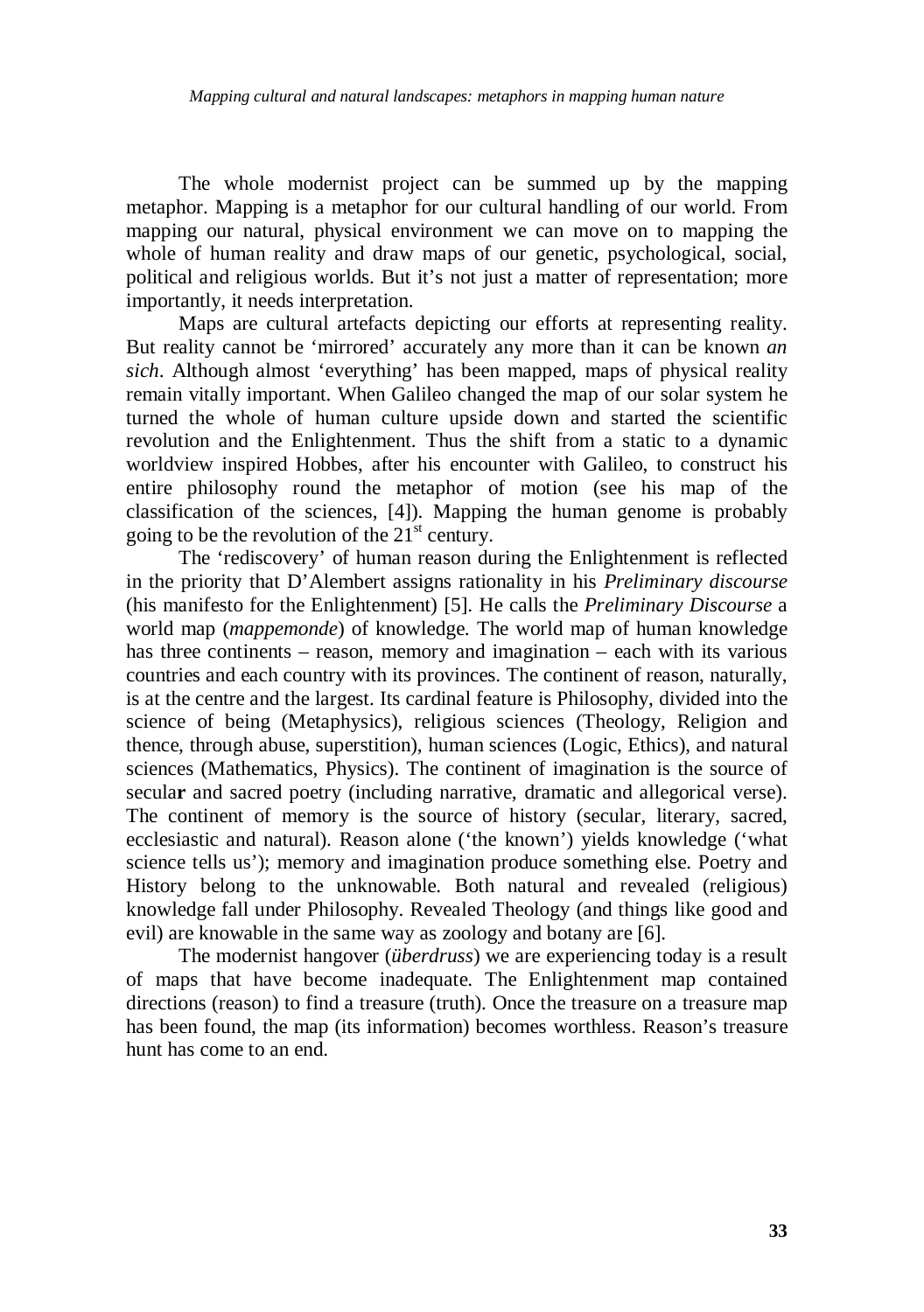The whole modernist project can be summed up by the mapping metaphor. Mapping is a metaphor for our cultural handling of our world. From mapping our natural, physical environment we can move on to mapping the whole of human reality and draw maps of our genetic, psychological, social, political and religious worlds. But it's not just a matter of representation; more importantly, it needs interpretation.

Maps are cultural artefacts depicting our efforts at representing reality. But reality cannot be 'mirrored' accurately any more than it can be known *an sich*. Although almost 'everything' has been mapped, maps of physical reality remain vitally important. When Galileo changed the map of our solar system he turned the whole of human culture upside down and started the scientific revolution and the Enlightenment. Thus the shift from a static to a dynamic worldview inspired Hobbes, after his encounter with Galileo, to construct his entire philosophy round the metaphor of motion (see his map of the classification of the sciences, [4]). Mapping the human genome is probably going to be the revolution of the 21st century.

The 'rediscovery' of human reason during the Enlightenment is reflected in the priority that D'Alembert assigns rationality in his *Preliminary discourse* (his manifesto for the Enlightenment) [5]. He calls the *Preliminary Discourse* a world map (*mappemonde*) of knowledge. The world map of human knowledge has three continents – reason, memory and imagination – each with its various countries and each country with its provinces. The continent of reason, naturally, is at the centre and the largest. Its cardinal feature is Philosophy, divided into the science of being (Metaphysics), religious sciences (Theology, Religion and thence, through abuse, superstition), human sciences (Logic, Ethics), and natural sciences (Mathematics, Physics). The continent of imagination is the source of secular and sacred poetry (including narrative, dramatic and allegorical verse). The continent of memory is the source of history (secular, literary, sacred, ecclesiastic and natural). Reason alone ('the known') yields knowledge ('what science tells us'); memory and imagination produce something else. Poetry and History belong to the unknowable. Both natural and revealed (religious) knowledge fall under Philosophy. Revealed Theology (and things like good and evil) are knowable in the same way as zoology and botany are [6].

The modernist hangover (*überdruss*) we are experiencing today is a result of maps that have become inadequate. The Enlightenment map contained directions (reason) to find a treasure (truth). Once the treasure on a treasure map has been found, the map (its information) becomes worthless. Reason's treasure hunt has come to an end.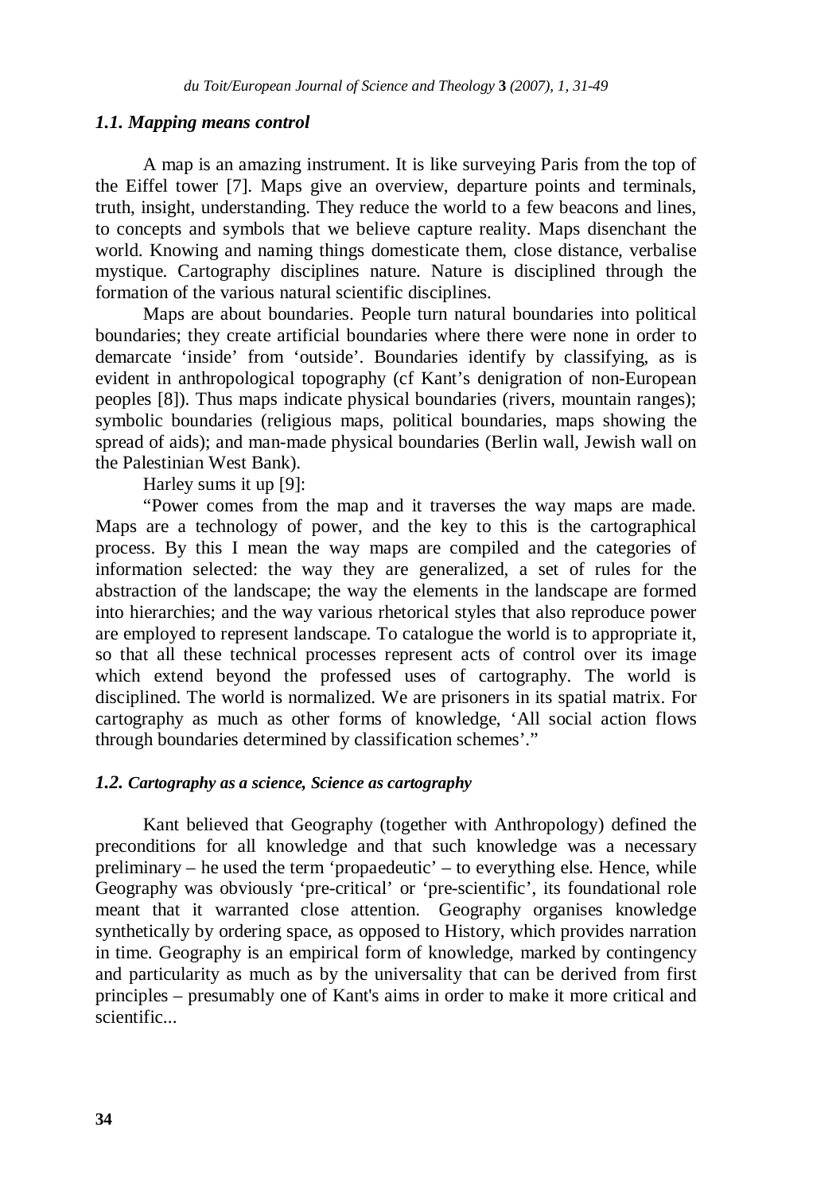### *1.1. Mapping means control*

A map is an amazing instrument. It is like surveying Paris from the top of the Eiffel tower [7]. Maps give an overview, departure points and terminals, truth, insight, understanding. They reduce the world to a few beacons and lines, to concepts and symbols that we believe capture reality. Maps disenchant the world. Knowing and naming things domesticate them, close distance, verbalise mystique. Cartography disciplines nature. Nature is disciplined through the formation of the various natural scientific disciplines.

Maps are about boundaries. People turn natural boundaries into political boundaries; they create artificial boundaries where there were none in order to demarcate 'inside' from 'outside'. Boundaries identify by classifying, as is evident in anthropological topography (cf Kant's denigration of non-European peoples [8]). Thus maps indicate physical boundaries (rivers, mountain ranges); symbolic boundaries (religious maps, political boundaries, maps showing the spread of aids); and man-made physical boundaries (Berlin wall, Jewish wall on the Palestinian West Bank).

Harley sums it up [9]:

"Power comes from the map and it traverses the way maps are made. Maps are a technology of power, and the key to this is the cartographical process. By this I mean the way maps are compiled and the categories of information selected: the way they are generalized, a set of rules for the abstraction of the landscape; the way the elements in the landscape are formed into hierarchies; and the way various rhetorical styles that also reproduce power are employed to represent landscape. To catalogue the world is to appropriate it, so that all these technical processes represent acts of control over its image which extend beyond the professed uses of cartography. The world is disciplined. The world is normalized. We are prisoners in its spatial matrix. For cartography as much as other forms of knowledge, 'All social action flows through boundaries determined by classification schemes'."

### *1.2. Cartography as a science, Science as cartography*

Kant believed that Geography (together with Anthropology) defined the preconditions for all knowledge and that such knowledge was a necessary preliminary – he used the term 'propaedeutic' – to everything else. Hence, while Geography was obviously 'pre-critical' or 'pre-scientific', its foundational role meant that it warranted close attention. Geography organises knowledge synthetically by ordering space, as opposed to History, which provides narration in time. Geography is an empirical form of knowledge, marked by contingency and particularity as much as by the universality that can be derived from first principles – presumably one of Kant's aims in order to make it more critical and scientific...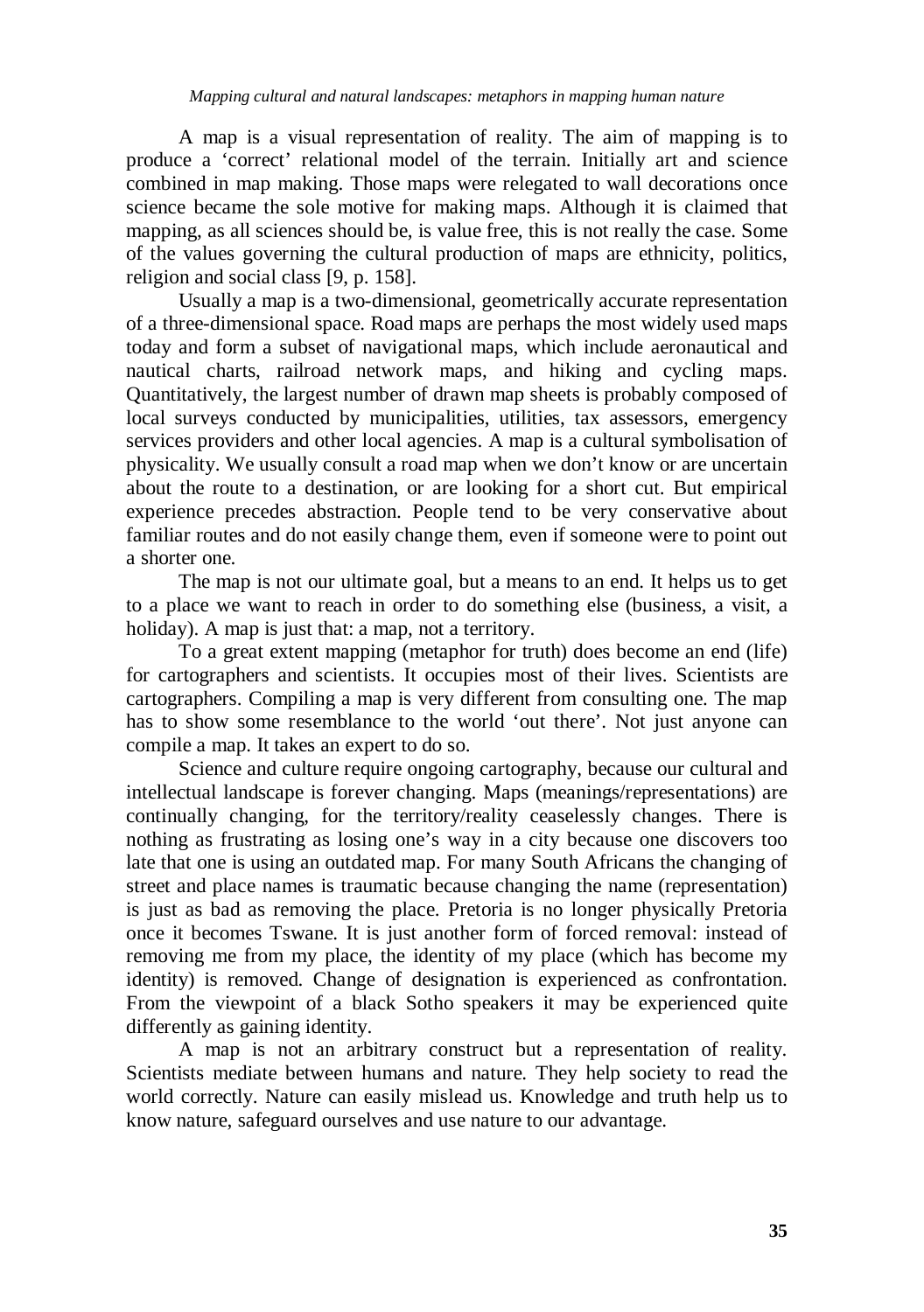A map is a visual representation of reality. The aim of mapping is to produce a 'correct' relational model of the terrain. Initially art and science combined in map making. Those maps were relegated to wall decorations once science became the sole motive for making maps. Although it is claimed that mapping, as all sciences should be, is value free, this is not really the case. Some of the values governing the cultural production of maps are ethnicity, politics, religion and social class [9, p. 158].

Usually a map is a two-dimensional, geometrically accurate representation of a three-dimensional space. Road maps are perhaps the most widely used maps today and form a subset of navigational maps, which include aeronautical and nautical charts, railroad network maps, and hiking and cycling maps. Quantitatively, the largest number of drawn map sheets is probably composed of local surveys conducted by municipalities, utilities, tax assessors, emergency services providers and other local agencies. A map is a cultural symbolisation of physicality. We usually consult a road map when we don't know or are uncertain about the route to a destination, or are looking for a short cut. But empirical experience precedes abstraction. People tend to be very conservative about familiar routes and do not easily change them, even if someone were to point out a shorter one.

The map is not our ultimate goal, but a means to an end. It helps us to get to a place we want to reach in order to do something else (business, a visit, a holiday). A map is just that: a map, not a territory.

To a great extent mapping (metaphor for truth) does become an end (life) for cartographers and scientists. It occupies most of their lives. Scientists are cartographers. Compiling a map is very different from consulting one. The map has to show some resemblance to the world 'out there'. Not just anyone can compile a map. It takes an expert to do so.

Science and culture require ongoing cartography, because our cultural and intellectual landscape is forever changing. Maps (meanings/representations) are continually changing, for the territory/reality ceaselessly changes. There is nothing as frustrating as losing one's way in a city because one discovers too late that one is using an outdated map. For many South Africans the changing of street and place names is traumatic because changing the name (representation) is just as bad as removing the place. Pretoria is no longer physically Pretoria once it becomes Tswane. It is just another form of forced removal: instead of removing me from my place, the identity of my place (which has become my identity) is removed. Change of designation is experienced as confrontation. From the viewpoint of a black Sotho speakers it may be experienced quite differently as gaining identity.

A map is not an arbitrary construct but a representation of reality. Scientists mediate between humans and nature. They help society to read the world correctly. Nature can easily mislead us. Knowledge and truth help us to know nature, safeguard ourselves and use nature to our advantage.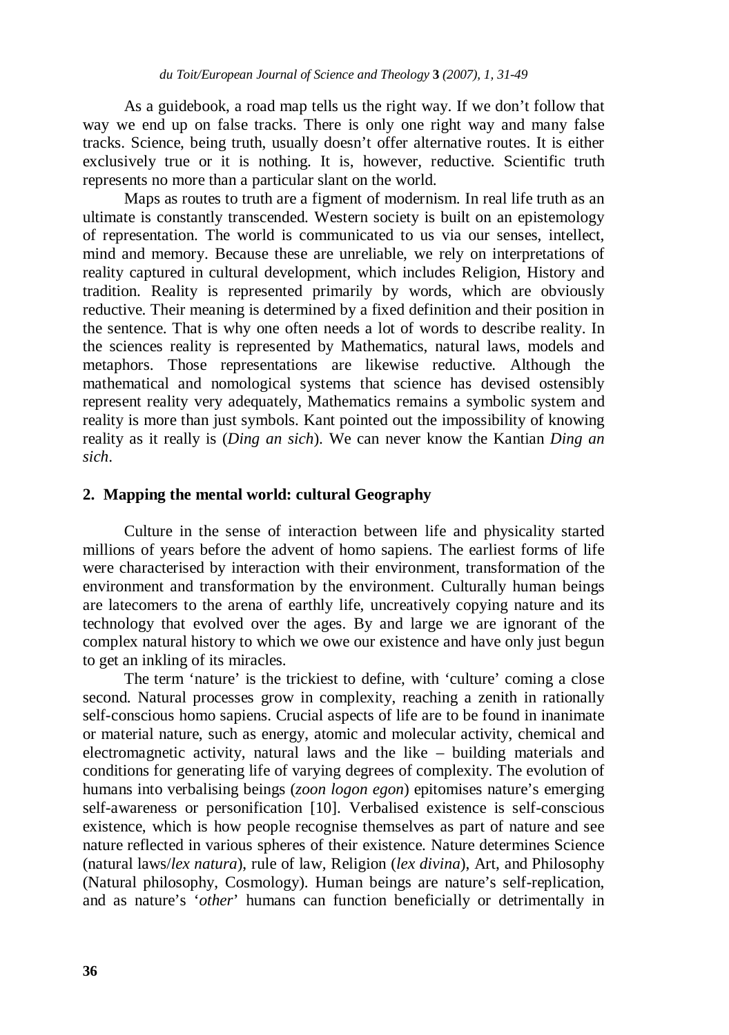As a guidebook, a road map tells us the right way. If we don't follow that way we end up on false tracks. There is only one right way and many false tracks. Science, being truth, usually doesn't offer alternative routes. It is either exclusively true or it is nothing. It is, however, reductive. Scientific truth represents no more than a particular slant on the world.

Maps as routes to truth are a figment of modernism. In real life truth as an ultimate is constantly transcended. Western society is built on an epistemology of representation. The world is communicated to us via our senses, intellect, mind and memory. Because these are unreliable, we rely on interpretations of reality captured in cultural development, which includes Religion, History and tradition. Reality is represented primarily by words, which are obviously reductive. Their meaning is determined by a fixed definition and their position in the sentence. That is why one often needs a lot of words to describe reality. In the sciences reality is represented by Mathematics, natural laws, models and metaphors. Those representations are likewise reductive. Although the mathematical and nomological systems that science has devised ostensibly represent reality very adequately, Mathematics remains a symbolic system and reality is more than just symbols. Kant pointed out the impossibility of knowing reality as it really is (*Ding an sich*). We can never know the Kantian *Ding an sich*.

## 2. Mapping the mental world: cultural Geography

Culture in the sense of interaction between life and physicality started millions of years before the advent of homo sapiens. The earliest forms of life were characterised by interaction with their environment, transformation of the environment and transformation by the environment. Culturally human beings are latecomers to the arena of earthly life, uncreatively copying nature and its technology that evolved over the ages. By and large we are ignorant of the complex natural history to which we owe our existence and have only just begun to get an inkling of its miracles.

The term 'nature' is the trickiest to define, with 'culture' coming a close second. Natural processes grow in complexity, reaching a zenith in rationally self-conscious homo sapiens. Crucial aspects of life are to be found in inanimate or material nature, such as energy, atomic and molecular activity, chemical and electromagnetic activity, natural laws and the like – building materials and conditions for generating life of varying degrees of complexity. The evolution of humans into verbalising beings (*zoon logon egon*) epitomises nature's emerging self-awareness or personification [10]. Verbalised existence is self-conscious existence, which is how people recognise themselves as part of nature and see nature reflected in various spheres of their existence. Nature determines Science (natural laws/*lex natura*), rule of law, Religion (*lex divina*), Art, and Philosophy (Natural philosophy, Cosmology). Human beings are nature's self-replication, and as nature's '*other*' humans can function beneficially or detrimentally in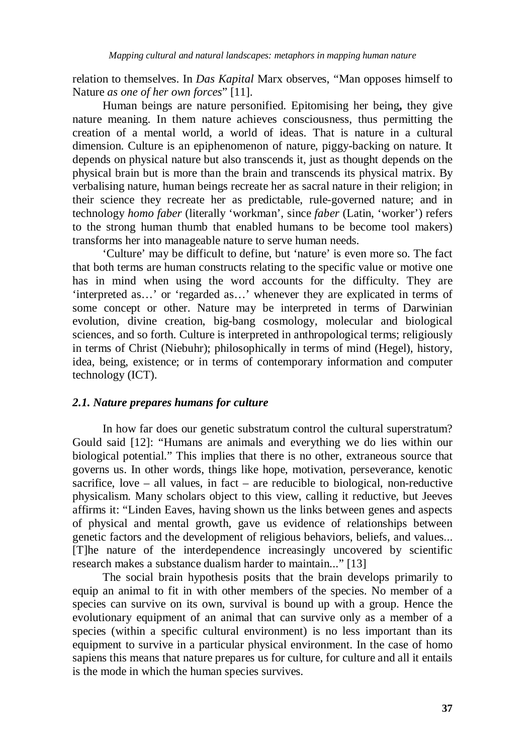relation to themselves. In *Das Kapital* Marx observes, "Man opposes himself to Nature *as one of her own forces*" [11].

Human beings are nature personified. Epitomising her being**,** they give nature meaning. In them nature achieves consciousness, thus permitting the creation of a mental world, a world of ideas. That is nature in a cultural dimension. Culture is an epiphenomenon of nature, piggy-backing on nature. It depends on physical nature but also transcends it, just as thought depends on the physical brain but is more than the brain and transcends its physical matrix. By verbalising nature, human beings recreate her as sacral nature in their religion; in their science they recreate her as predictable, rule-governed nature; and in technology *homo faber* (literally 'workman', since *faber* (Latin, 'worker') refers to the strong human thumb that enabled humans to be become tool makers) transforms her into manageable nature to serve human needs.

'Culture' may be difficult to define, but 'nature' is even more so. The fact that both terms are human constructs relating to the specific value or motive one has in mind when using the word accounts for the difficulty. They are 'interpreted as…' or 'regarded as…' whenever they are explicated in terms of some concept or other. Nature may be interpreted in terms of Darwinian evolution, divine creation, big-bang cosmology, molecular and biological sciences, and so forth. Culture is interpreted in anthropological terms; religiously in terms of Christ (Niebuhr); philosophically in terms of mind (Hegel), history, idea, being, existence; or in terms of contemporary information and computer technology (ICT).

### *2.1. Nature prepares humans for culture*

In how far does our genetic substratum control the cultural superstratum? Gould said [12]: "Humans are animals and everything we do lies within our biological potential." This implies that there is no other, extraneous source that governs us. In other words, things like hope, motivation, perseverance, kenotic sacrifice, love – all values, in fact – are reducible to biological, non-reductive physicalism. Many scholars object to this view, calling it reductive, but Jeeves affirms it: "Linden Eaves, having shown us the links between genes and aspects of physical and mental growth, gave us evidence of relationships between genetic factors and the development of religious behaviors, beliefs, and values... [T]he nature of the interdependence increasingly uncovered by scientific research makes a substance dualism harder to maintain..." [13]

The social brain hypothesis posits that the brain develops primarily to equip an animal to fit in with other members of the species. No member of a species can survive on its own, survival is bound up with a group. Hence the evolutionary equipment of an animal that can survive only as a member of a species (within a specific cultural environment) is no less important than its equipment to survive in a particular physical environment. In the case of homo sapiens this means that nature prepares us for culture, for culture and all it entails is the mode in which the human species survives.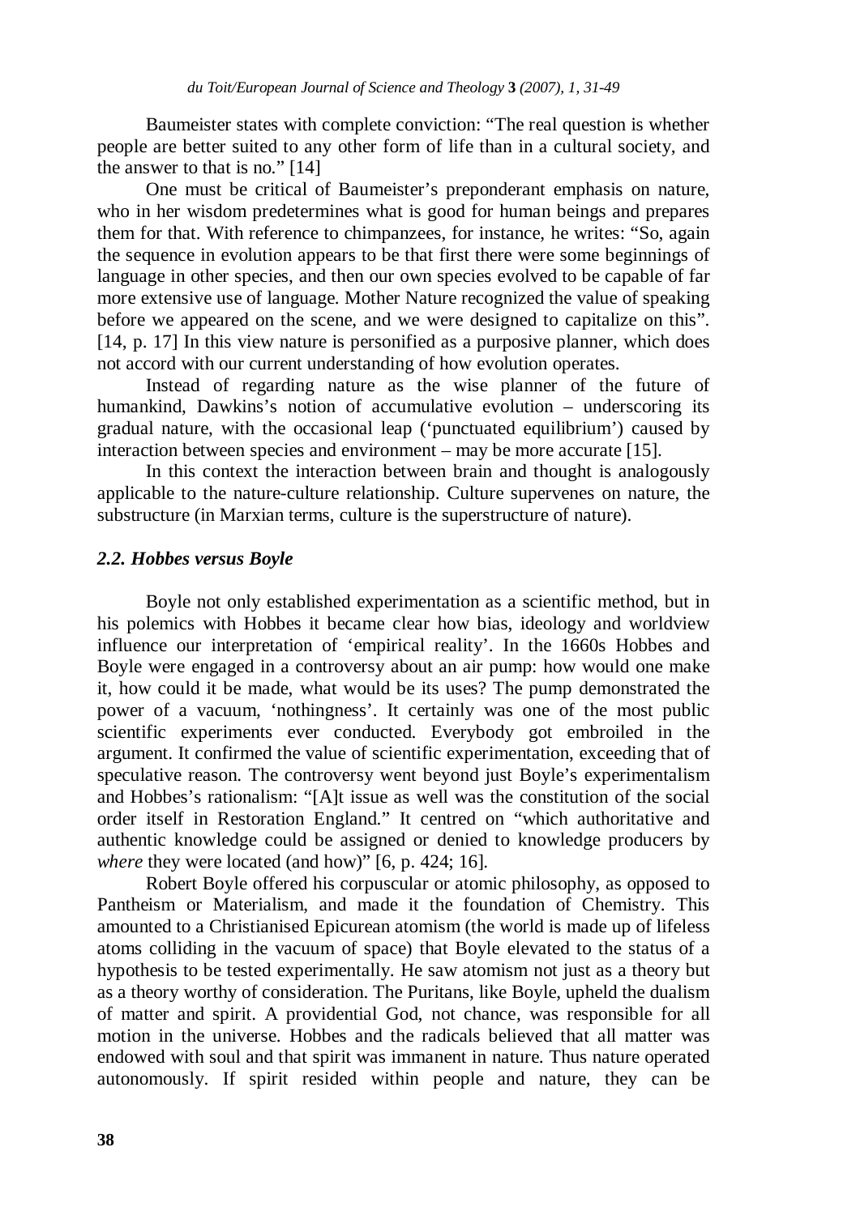Baumeister states with complete conviction: "The real question is whether people are better suited to any other form of life than in a cultural society, and the answer to that is no." [14]

One must be critical of Baumeister's preponderant emphasis on nature, who in her wisdom predetermines what is good for human beings and prepares them for that. With reference to chimpanzees, for instance, he writes: "So, again the sequence in evolution appears to be that first there were some beginnings of language in other species, and then our own species evolved to be capable of far more extensive use of language. Mother Nature recognized the value of speaking before we appeared on the scene, and we were designed to capitalize on this". [14, p. 17] In this view nature is personified as a purposive planner, which does not accord with our current understanding of how evolution operates.

Instead of regarding nature as the wise planner of the future of humankind, Dawkins's notion of accumulative evolution – underscoring its gradual nature, with the occasional leap ('punctuated equilibrium') caused by interaction between species and environment – may be more accurate [15].

In this context the interaction between brain and thought is analogously applicable to the nature-culture relationship. Culture supervenes on nature, the substructure (in Marxian terms, culture is the superstructure of nature).

### *2.2. Hobbes versus Boyle*

Boyle not only established experimentation as a scientific method, but in his polemics with Hobbes it became clear how bias, ideology and worldview influence our interpretation of 'empirical reality'. In the 1660s Hobbes and Boyle were engaged in a controversy about an air pump: how would one make it, how could it be made, what would be its uses? The pump demonstrated the power of a vacuum, 'nothingness'. It certainly was one of the most public scientific experiments ever conducted. Everybody got embroiled in the argument. It confirmed the value of scientific experimentation, exceeding that of speculative reason. The controversy went beyond just Boyle's experimentalism and Hobbes's rationalism: "[A]t issue as well was the constitution of the social order itself in Restoration England." It centred on "which authoritative and authentic knowledge could be assigned or denied to knowledge producers by *where* they were located (and how)" [6, p. 424; 16].

Robert Boyle offered his corpuscular or atomic philosophy, as opposed to Pantheism or Materialism, and made it the foundation of Chemistry. This amounted to a Christianised Epicurean atomism (the world is made up of lifeless atoms colliding in the vacuum of space) that Boyle elevated to the status of a hypothesis to be tested experimentally. He saw atomism not just as a theory but as a theory worthy of consideration. The Puritans, like Boyle, upheld the dualism of matter and spirit. A providential God, not chance, was responsible for all motion in the universe. Hobbes and the radicals believed that all matter was endowed with soul and that spirit was immanent in nature. Thus nature operated autonomously. If spirit resided within people and nature, they can be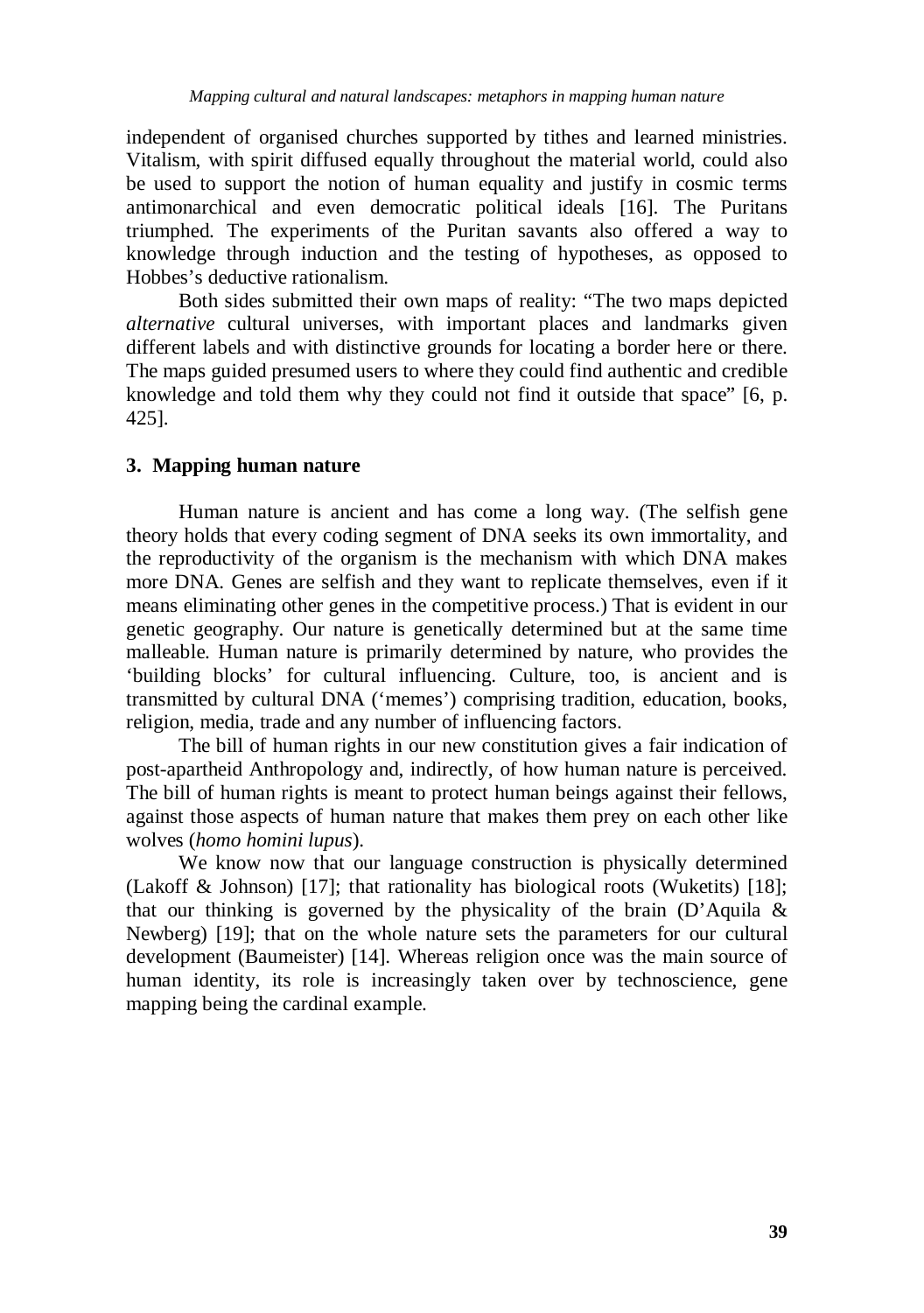independent of organised churches supported by tithes and learned ministries. Vitalism, with spirit diffused equally throughout the material world, could also be used to support the notion of human equality and justify in cosmic terms antimonarchical and even democratic political ideals [16]. The Puritans triumphed. The experiments of the Puritan savants also offered a way to knowledge through induction and the testing of hypotheses, as opposed to Hobbes's deductive rationalism.

Both sides submitted their own maps of reality: "The two maps depicted *alternative* cultural universes, with important places and landmarks given different labels and with distinctive grounds for locating a border here or there. The maps guided presumed users to where they could find authentic and credible knowledge and told them why they could not find it outside that space" [6, p. 425].

### 3. Mapping human nature

Human nature is ancient and has come a long way. (The selfish gene theory holds that every coding segment of DNA seeks its own immortality, and the reproductivity of the organism is the mechanism with which DNA makes more DNA. Genes are selfish and they want to replicate themselves, even if it means eliminating other genes in the competitive process.) That is evident in our genetic geography. Our nature is genetically determined but at the same time malleable. Human nature is primarily determined by nature, who provides the 'building blocks' for cultural influencing. Culture, too, is ancient and is transmitted by cultural DNA ('memes') comprising tradition, education, books, religion, media, trade and any number of influencing factors.

The bill of human rights in our new constitution gives a fair indication of post-apartheid Anthropology and, indirectly, of how human nature is perceived. The bill of human rights is meant to protect human beings against their fellows, against those aspects of human nature that makes them prey on each other like wolves (*homo homini lupus*).

We know now that our language construction is physically determined (Lakoff & Johnson) [17]; that rationality has biological roots (Wuketits) [18]; that our thinking is governed by the physicality of the brain (D'Aquila & Newberg) [19]; that on the whole nature sets the parameters for our cultural development (Baumeister) [14]. Whereas religion once was the main source of human identity, its role is increasingly taken over by technoscience, gene mapping being the cardinal example.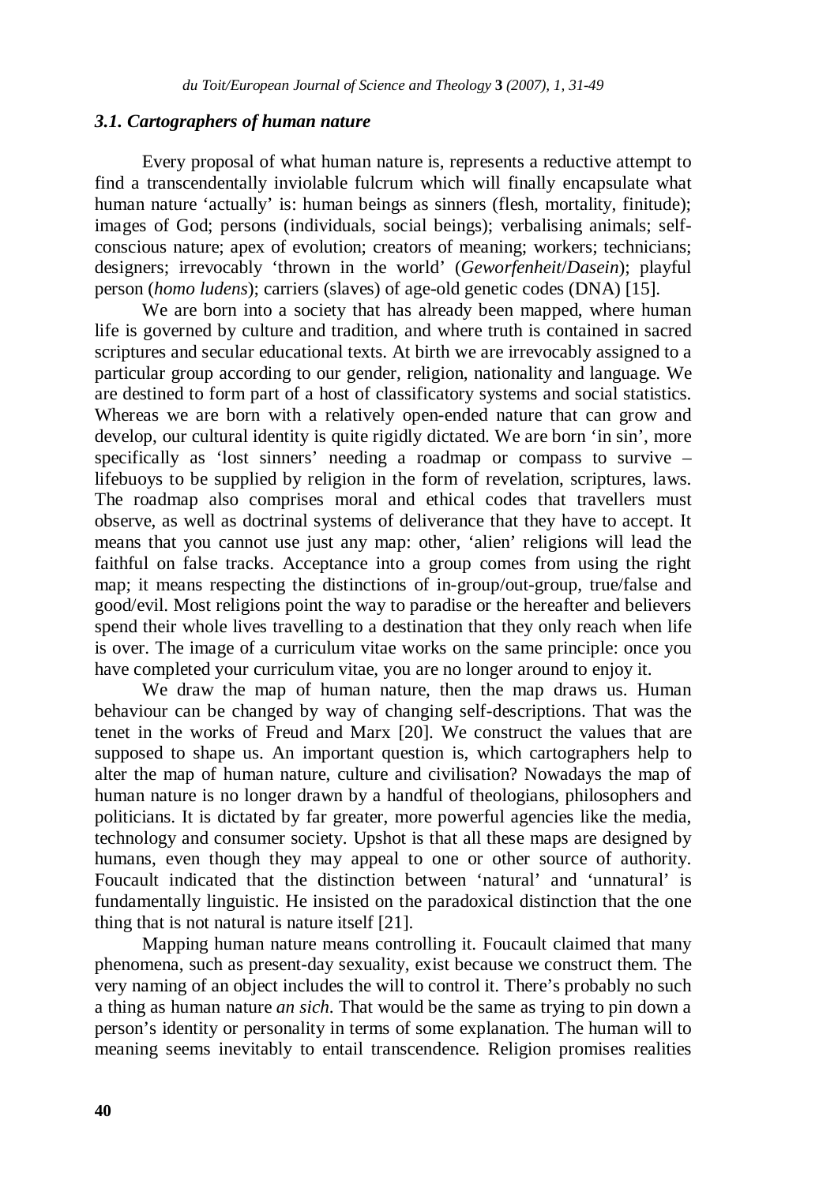### *3.1. Cartographers of human nature*

Every proposal of what human nature is, represents a reductive attempt to find a transcendentally inviolable fulcrum which will finally encapsulate what human nature 'actually' is: human beings as sinners (flesh, mortality, finitude); images of God; persons (individuals, social beings); verbalising animals; self-conscious nature; apex of evolution; creators of meaning; workers; technicians; designers; irrevocably 'thrown in the world' (*Geworfenheit*/*Dasein*); playful person (*homo ludens*); carriers (slaves) of age-old genetic codes (DNA) [15].

We are born into a society that has already been mapped, where human life is governed by culture and tradition, and where truth is contained in sacred scriptures and secular educational texts. At birth we are irrevocably assigned to a particular group according to our gender, religion, nationality and language. We are destined to form part of a host of classificatory systems and social statistics. Whereas we are born with a relatively open-ended nature that can grow and develop, our cultural identity is quite rigidly dictated. We are born 'in sin', more specifically as 'lost sinners' needing a roadmap or compass to survive – lifebuoys to be supplied by religion in the form of revelation, scriptures, laws. The roadmap also comprises moral and ethical codes that travellers must observe, as well as doctrinal systems of deliverance that they have to accept. It means that you cannot use just any map: other, 'alien' religions will lead the faithful on false tracks. Acceptance into a group comes from using the right map; it means respecting the distinctions of in-group/out-group, true/false and good/evil. Most religions point the way to paradise or the hereafter and believers spend their whole lives travelling to a destination that they only reach when life is over. The image of a curriculum vitae works on the same principle: once you have completed your curriculum vitae, you are no longer around to enjoy it.

We draw the map of human nature, then the map draws us. Human behaviour can be changed by way of changing self-descriptions. That was the tenet in the works of Freud and Marx [20]. We construct the values that are supposed to shape us. An important question is, which cartographers help to alter the map of human nature, culture and civilisation? Nowadays the map of human nature is no longer drawn by a handful of theologians, philosophers and politicians. It is dictated by far greater, more powerful agencies like the media, technology and consumer society. Upshot is that all these maps are designed by humans, even though they may appeal to one or other source of authority. Foucault indicated that the distinction between 'natural' and 'unnatural' is fundamentally linguistic. He insisted on the paradoxical distinction that the one thing that is not natural is nature itself [21].

Mapping human nature means controlling it. Foucault claimed that many phenomena, such as present-day sexuality, exist because we construct them. The very naming of an object includes the will to control it. There's probably no such a thing as human nature *an sich*. That would be the same as trying to pin down a person's identity or personality in terms of some explanation. The human will to meaning seems inevitably to entail transcendence. Religion promises realities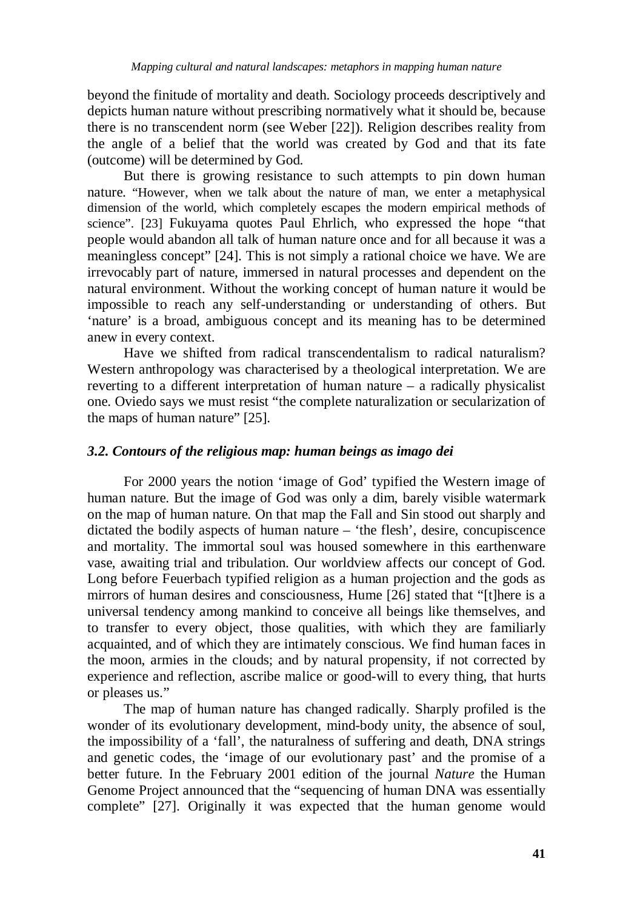beyond the finitude of mortality and death. Sociology proceeds descriptively and depicts human nature without prescribing normatively what it should be, because there is no transcendent norm (see Weber [22]). Religion describes reality from the angle of a belief that the world was created by God and that its fate (outcome) will be determined by God.

But there is growing resistance to such attempts to pin down human nature. "However, when we talk about the nature of man, we enter a metaphysical dimension of the world, which completely escapes the modern empirical methods of science". [23] Fukuyama quotes Paul Ehrlich, who expressed the hope "that people would abandon all talk of human nature once and for all because it was a meaningless concept" [24]. This is not simply a rational choice we have. We are irrevocably part of nature, immersed in natural processes and dependent on the natural environment. Without the working concept of human nature it would be impossible to reach any self-understanding or understanding of others. But 'nature' is a broad, ambiguous concept and its meaning has to be determined anew in every context.

Have we shifted from radical transcendentalism to radical naturalism? Western anthropology was characterised by a theological interpretation. We are reverting to a different interpretation of human nature – a radically physicalist one. Oviedo says we must resist "the complete naturalization or secularization of the maps of human nature" [25].

### *3.2. Contours of the religious map: human beings as imago dei*

For 2000 years the notion 'image of God' typified the Western image of human nature. But the image of God was only a dim, barely visible watermark on the map of human nature. On that map the Fall and Sin stood out sharply and dictated the bodily aspects of human nature – 'the flesh', desire, concupiscence and mortality. The immortal soul was housed somewhere in this earthenware vase, awaiting trial and tribulation. Our worldview affects our concept of God. Long before Feuerbach typified religion as a human projection and the gods as mirrors of human desires and consciousness, Hume [26] stated that "[t]here is a universal tendency among mankind to conceive all beings like themselves, and to transfer to every object, those qualities, with which they are familiarly acquainted, and of which they are intimately conscious. We find human faces in the moon, armies in the clouds; and by natural propensity, if not corrected by experience and reflection, ascribe malice or good-will to every thing, that hurts or pleases us."

The map of human nature has changed radically. Sharply profiled is the wonder of its evolutionary development, mind-body unity, the absence of soul, the impossibility of a 'fall', the naturalness of suffering and death, DNA strings and genetic codes, the 'image of our evolutionary past' and the promise of a better future. In the February 2001 edition of the journal *Nature* the Human Genome Project announced that the "sequencing of human DNA was essentially complete" [27]. Originally it was expected that the human genome would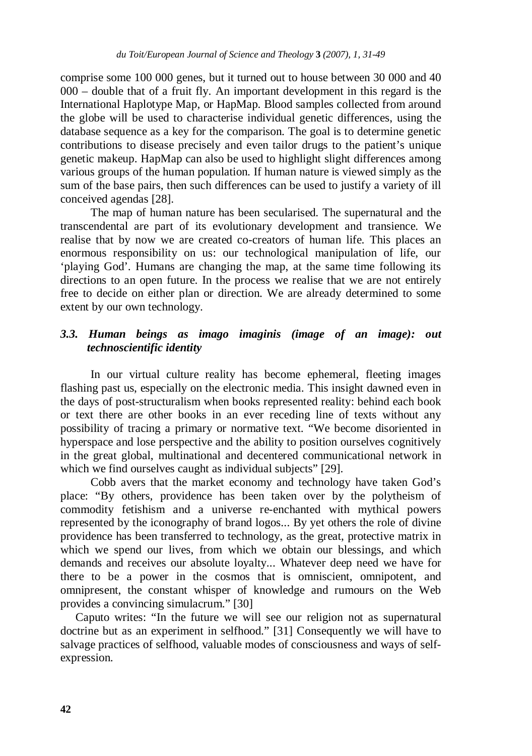comprise some 100 000 genes, but it turned out to house between 30 000 and 40 000 – double that of a fruit fly. An important development in this regard is the International Haplotype Map, or HapMap. Blood samples collected from around the globe will be used to characterise individual genetic differences, using the database sequence as a key for the comparison. The goal is to determine genetic contributions to disease precisely and even tailor drugs to the patient's unique genetic makeup. HapMap can also be used to highlight slight differences among various groups of the human population. If human nature is viewed simply as the sum of the base pairs, then such differences can be used to justify a variety of ill conceived agendas [28].

The map of human nature has been secularised. The supernatural and the transcendental are part of its evolutionary development and transience. We realise that by now we are created co-creators of human life. This places an enormous responsibility on us: our technological manipulation of life, our 'playing God'. Humans are changing the map, at the same time following its directions to an open future. In the process we realise that we are not entirely free to decide on either plan or direction. We are already determined to some extent by our own technology.

### *3.3. Human beings as imago imaginis (image of an image): out technoscientific identity*

In our virtual culture reality has become ephemeral, fleeting images flashing past us, especially on the electronic media. This insight dawned even in the days of post-structuralism when books represented reality: behind each book or text there are other books in an ever receding line of texts without any possibility of tracing a primary or normative text. "We become disoriented in hyperspace and lose perspective and the ability to position ourselves cognitively in the great global, multinational and decentered communicational network in which we find ourselves caught as individual subjects" [29].

Cobb avers that the market economy and technology have taken God's place: "By others, providence has been taken over by the polytheism of commodity fetishism and a universe re-enchanted with mythical powers represented by the iconography of brand logos... By yet others the role of divine providence has been transferred to technology, as the great, protective matrix in which we spend our lives, from which we obtain our blessings, and which demands and receives our absolute loyalty... Whatever deep need we have for there to be a power in the cosmos that is omniscient, omnipotent, and omnipresent, the constant whisper of knowledge and rumours on the Web provides a convincing simulacrum." [30]

Caputo writes: "In the future we will see our religion not as supernatural doctrine but as an experiment in selfhood." [31] Consequently we will have to salvage practices of selfhood, valuable modes of consciousness and ways of self-expression.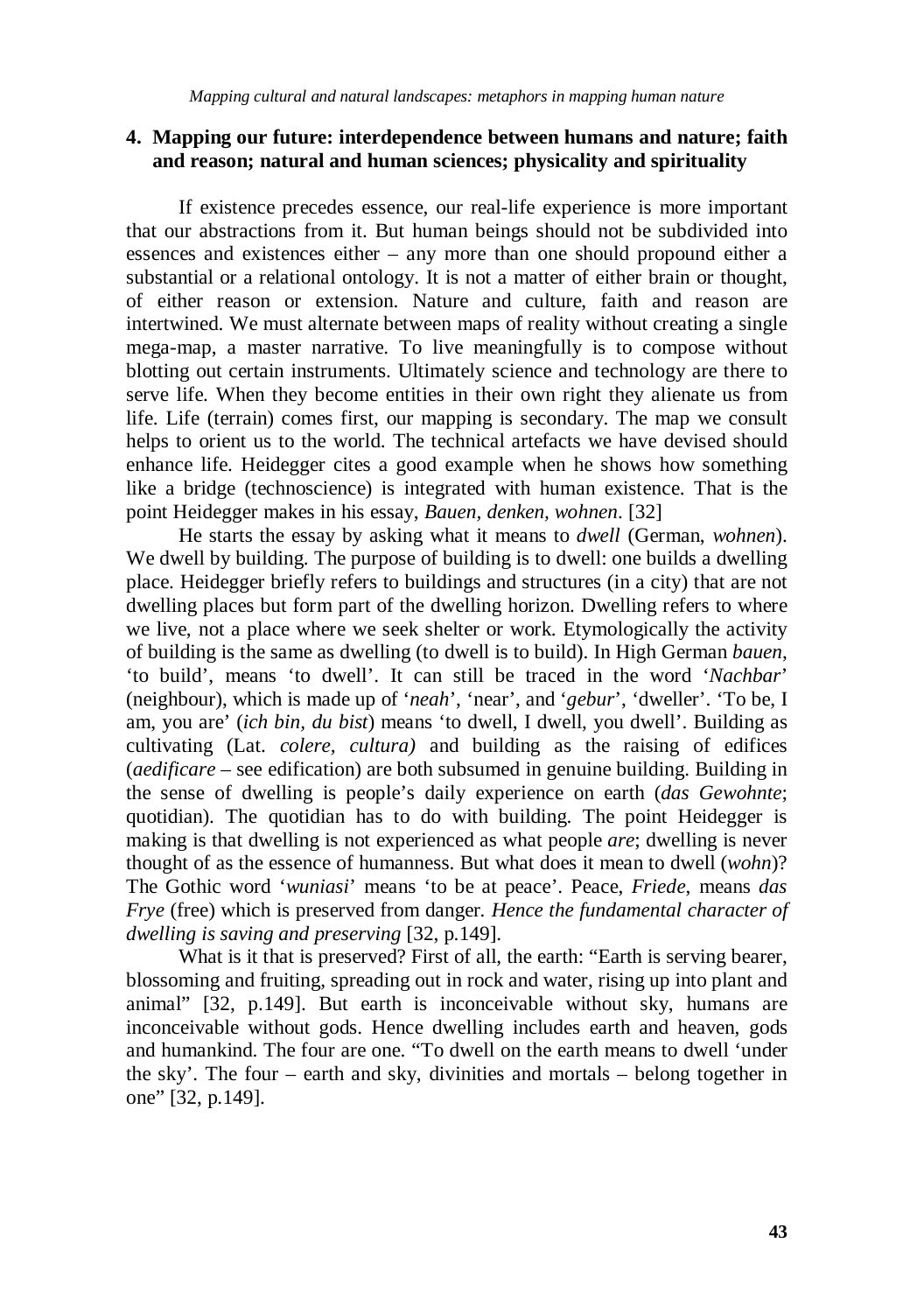## 4. Mapping our future: interdependence between humans and nature; faith and reason; natural and human sciences; physicality and spirituality

If existence precedes essence, our real-life experience is more important that our abstractions from it. But human beings should not be subdivided into essences and existences either – any more than one should propound either a substantial or a relational ontology. It is not a matter of either brain or thought, of either reason or extension. Nature and culture, faith and reason are intertwined. We must alternate between maps of reality without creating a single mega-map, a master narrative. To live meaningfully is to compose without blotting out certain instruments. Ultimately science and technology are there to serve life. When they become entities in their own right they alienate us from life. Life (terrain) comes first, our mapping is secondary. The map we consult helps to orient us to the world. The technical artefacts we have devised should enhance life. Heidegger cites a good example when he shows how something like a bridge (technoscience) is integrated with human existence. That is the point Heidegger makes in his essay, *Bauen, denken, wohnen*. [32]

He starts the essay by asking what it means to *dwell* (German, *wohnen*). We dwell by building. The purpose of building is to dwell: one builds a dwelling place. Heidegger briefly refers to buildings and structures (in a city) that are not dwelling places but form part of the dwelling horizon. Dwelling refers to where we live, not a place where we seek shelter or work. Etymologically the activity of building is the same as dwelling (to dwell is to build). In High German *bauen*, 'to build', means 'to dwell'. It can still be traced in the word '*Nachbar*' (neighbour), which is made up of '*neah*', 'near', and '*gebur*', 'dweller'. 'To be, I am, you are' (*ich bin, du bist*) means 'to dwell, I dwell, you dwell'. Building as cultivating (Lat. *colere, cultura)* and building as the raising of edifices (*aedificare* – see edification) are both subsumed in genuine building. Building in the sense of dwelling is people's daily experience on earth (*das Gewohnte*; quotidian). The quotidian has to do with building. The point Heidegger is making is that dwelling is not experienced as what people *are*; dwelling is never thought of as the essence of humanness. But what does it mean to dwell (*wohn*)? The Gothic word '*wuniasi*' means 'to be at peace'. Peace, *Friede*, means *das Frye* (free) which is preserved from danger. *Hence the fundamental character of dwelling is saving and preserving* [32, p.149].

What is it that is preserved? First of all, the earth: "Earth is serving bearer, blossoming and fruiting, spreading out in rock and water, rising up into plant and animal" [32, p.149]. But earth is inconceivable without sky, humans are inconceivable without gods. Hence dwelling includes earth and heaven, gods and humankind. The four are one. "To dwell on the earth means to dwell 'under the sky'. The four – earth and sky, divinities and mortals – belong together in one" [32, p.149].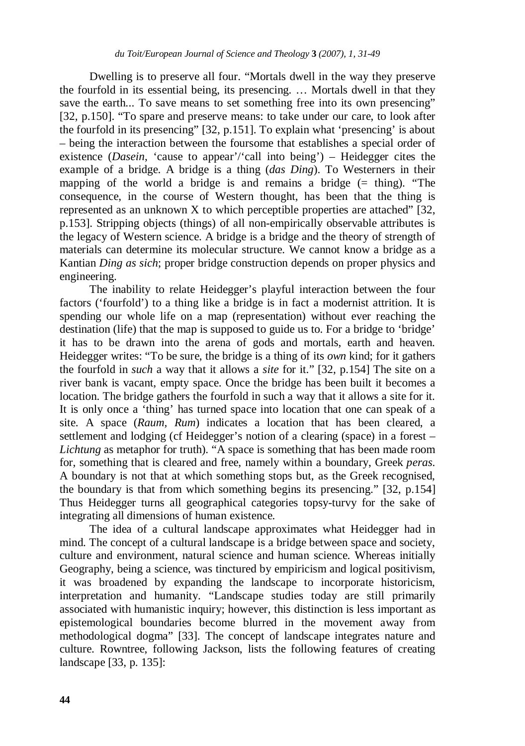Dwelling is to preserve all four. "Mortals dwell in the way they preserve the fourfold in its essential being, its presencing. … Mortals dwell in that they save the earth... To save means to set something free into its own presencing" [32, p.150]. "To spare and preserve means: to take under our care, to look after the fourfold in its presencing" [32, p.151]. To explain what 'presencing' is about – being the interaction between the foursome that establishes a special order of existence (*Dasein*, 'cause to appear'/'call into being') – Heidegger cites the example of a bridge. A bridge is a thing (*das Ding*). To Westerners in their mapping of the world a bridge is and remains a bridge (= thing). "The consequence, in the course of Western thought, has been that the thing is represented as an unknown X to which perceptible properties are attached" [32, p.153]. Stripping objects (things) of all non-empirically observable attributes is the legacy of Western science. A bridge is a bridge and the theory of strength of materials can determine its molecular structure. We cannot know a bridge as a Kantian *Ding as sich*; proper bridge construction depends on proper physics and engineering.

The inability to relate Heidegger's playful interaction between the four factors ('fourfold') to a thing like a bridge is in fact a modernist attrition. It is spending our whole life on a map (representation) without ever reaching the destination (life) that the map is supposed to guide us to. For a bridge to 'bridge' it has to be drawn into the arena of gods and mortals, earth and heaven. Heidegger writes: "To be sure, the bridge is a thing of its *own* kind; for it gathers the fourfold in *such* a way that it allows a *site* for it." [32, p.154] The site on a river bank is vacant, empty space. Once the bridge has been built it becomes a location. The bridge gathers the fourfold in such a way that it allows a site for it. It is only once a 'thing' has turned space into location that one can speak of a site. A space (*Raum, Rum*) indicates a location that has been cleared, a settlement and lodging (cf Heidegger's notion of a clearing (space) in a forest – *Lichtung* as metaphor for truth). "A space is something that has been made room for, something that is cleared and free, namely within a boundary, Greek *peras*. A boundary is not that at which something stops but, as the Greek recognised, the boundary is that from which something begins its presencing." [32, p.154] Thus Heidegger turns all geographical categories topsy-turvy for the sake of integrating all dimensions of human existence.

The idea of a cultural landscape approximates what Heidegger had in mind. The concept of a cultural landscape is a bridge between space and society, culture and environment, natural science and human science. Whereas initially Geography, being a science, was tinctured by empiricism and logical positivism, it was broadened by expanding the landscape to incorporate historicism, interpretation and humanity. "Landscape studies today are still primarily associated with humanistic inquiry; however, this distinction is less important as epistemological boundaries become blurred in the movement away from methodological dogma" [33]. The concept of landscape integrates nature and culture. Rowntree, following Jackson, lists the following features of creating landscape [33, p. 135]: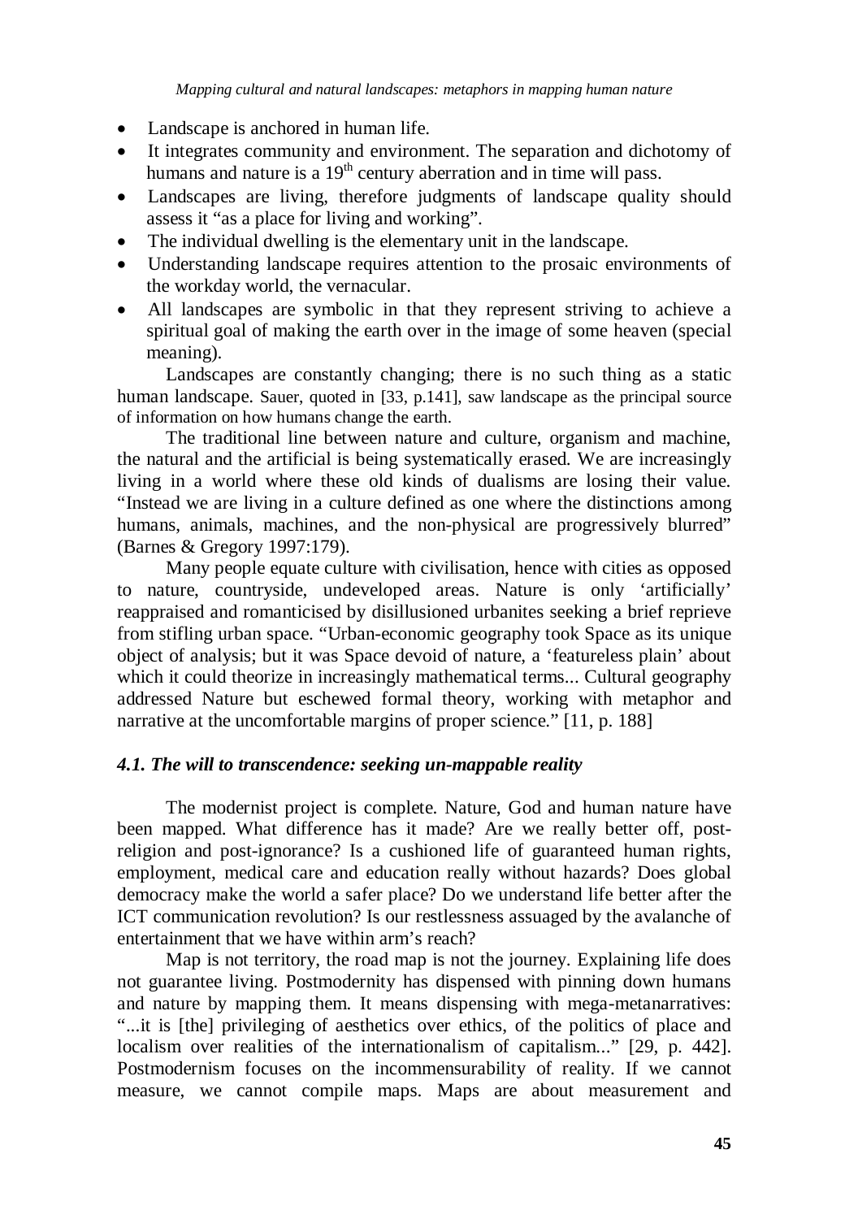- Landscape is anchored in human life.
- It integrates community and environment. The separation and dichotomy of humans and nature is a 19th century aberration and in time will pass.
- Landscapes are living, therefore judgments of landscape quality should assess it "as a place for living and working".
- The individual dwelling is the elementary unit in the landscape.
- Understanding landscape requires attention to the prosaic environments of the workday world, the vernacular.
- All landscapes are symbolic in that they represent striving to achieve a spiritual goal of making the earth over in the image of some heaven (special meaning).

Landscapes are constantly changing; there is no such thing as a static human landscape. Sauer, quoted in [33, p.141], saw landscape as the principal source of information on how humans change the earth.

The traditional line between nature and culture, organism and machine, the natural and the artificial is being systematically erased. We are increasingly living in a world where these old kinds of dualisms are losing their value. "Instead we are living in a culture defined as one where the distinctions among humans, animals, machines, and the non-physical are progressively blurred" (Barnes & Gregory 1997:179).

Many people equate culture with civilisation, hence with cities as opposed to nature, countryside, undeveloped areas. Nature is only 'artificially' reappraised and romanticised by disillusioned urbanites seeking a brief reprieve from stifling urban space. "Urban-economic geography took Space as its unique object of analysis; but it was Space devoid of nature, a 'featureless plain' about which it could theorize in increasingly mathematical terms... Cultural geography addressed Nature but eschewed formal theory, working with metaphor and narrative at the uncomfortable margins of proper science." [11, p. 188]

### *4.1. The will to transcendence: seeking un-mappable reality*

The modernist project is complete. Nature, God and human nature have been mapped. What difference has it made? Are we really better off, post-religion and post-ignorance? Is a cushioned life of guaranteed human rights, employment, medical care and education really without hazards? Does global democracy make the world a safer place? Do we understand life better after the ICT communication revolution? Is our restlessness assuaged by the avalanche of entertainment that we have within arm's reach?

Map is not territory, the road map is not the journey. Explaining life does not guarantee living. Postmodernity has dispensed with pinning down humans and nature by mapping them. It means dispensing with mega-metanarratives: "...it is [the] privileging of aesthetics over ethics, of the politics of place and localism over realities of the internationalism of capitalism..." [29, p. 442]. Postmodernism focuses on the incommensurability of reality. If we cannot measure, we cannot compile maps. Maps are about measurement and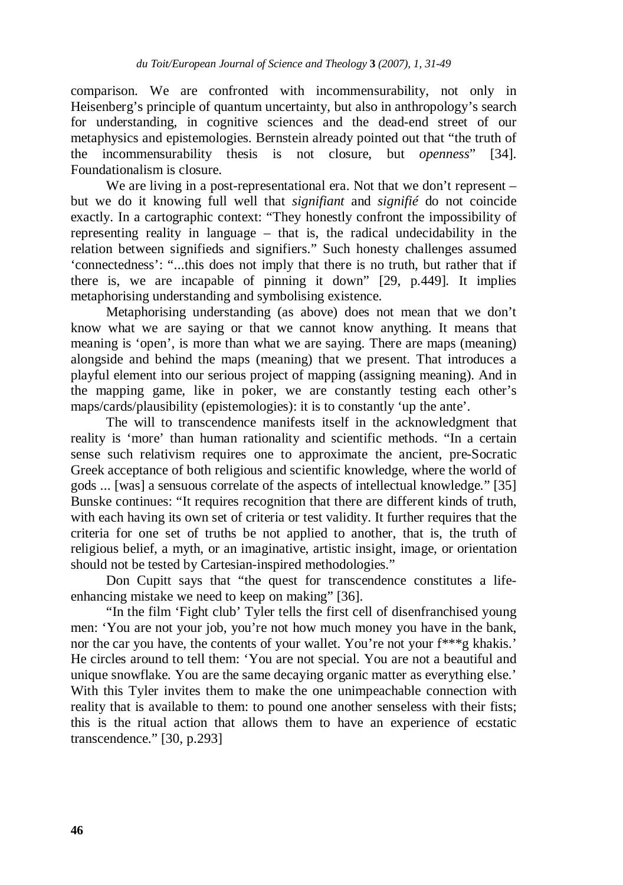comparison. We are confronted with incommensurability, not only in Heisenberg's principle of quantum uncertainty, but also in anthropology's search for understanding, in cognitive sciences and the dead-end street of our metaphysics and epistemologies. Bernstein already pointed out that "the truth of the incommensurability thesis is not closure, but *openness*" [34]. Foundationalism is closure.

We are living in a post-representational era. Not that we don't represent – but we do it knowing full well that *signifiant* and *signifié* do not coincide exactly. In a cartographic context: "They honestly confront the impossibility of representing reality in language – that is, the radical undecidability in the relation between signifieds and signifiers." Such honesty challenges assumed 'connectedness': "...this does not imply that there is no truth, but rather that if there is, we are incapable of pinning it down" [29, p.449]. It implies metaphorising understanding and symbolising existence.

Metaphorising understanding (as above) does not mean that we don't know what we are saying or that we cannot know anything. It means that meaning is 'open', is more than what we are saying. There are maps (meaning) alongside and behind the maps (meaning) that we present. That introduces a playful element into our serious project of mapping (assigning meaning). And in the mapping game, like in poker, we are constantly testing each other's maps/cards/plausibility (epistemologies): it is to constantly 'up the ante'.

The will to transcendence manifests itself in the acknowledgment that reality is 'more' than human rationality and scientific methods. "In a certain sense such relativism requires one to approximate the ancient, pre-Socratic Greek acceptance of both religious and scientific knowledge, where the world of gods ... [was] a sensuous correlate of the aspects of intellectual knowledge." [35] Bunske continues: "It requires recognition that there are different kinds of truth, with each having its own set of criteria or test validity. It further requires that the criteria for one set of truths be not applied to another, that is, the truth of religious belief, a myth, or an imaginative, artistic insight, image, or orientation should not be tested by Cartesian-inspired methodologies."

Don Cupitt says that "the quest for transcendence constitutes a life-enhancing mistake we need to keep on making" [36].

"In the film 'Fight club' Tyler tells the first cell of disenfranchised young men: 'You are not your job, you're not how much money you have in the bank, nor the car you have, the contents of your wallet. You're not your f***g khakis.' He circles around to tell them: 'You are not special. You are not a beautiful and unique snowflake. You are the same decaying organic matter as everything else.' With this Tyler invites them to make the one unimpeachable connection with reality that is available to them: to pound one another senseless with their fists; this is the ritual action that allows them to have an experience of ecstatic transcendence." [30, p.293]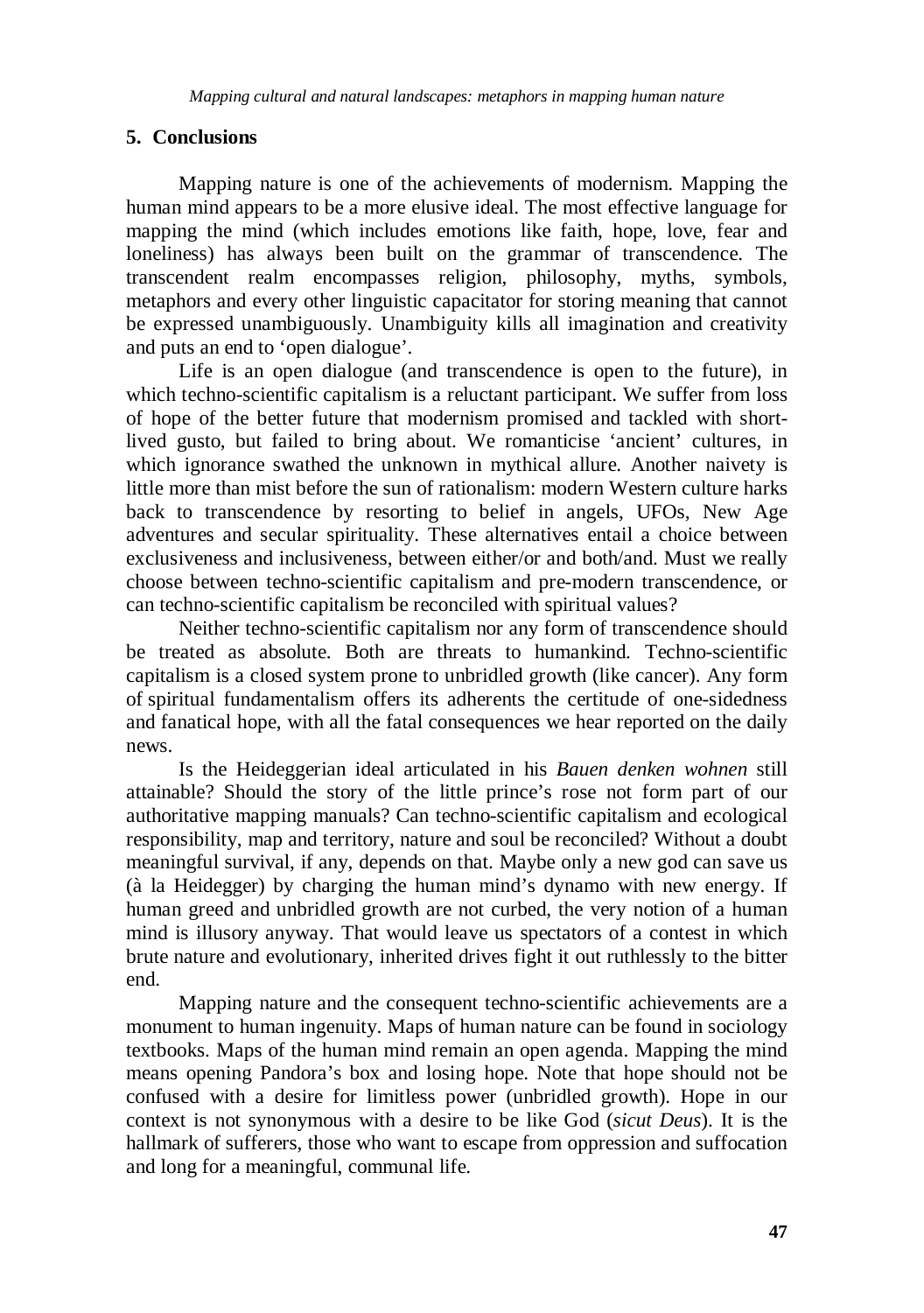## 5. Conclusions

Mapping nature is one of the achievements of modernism. Mapping the human mind appears to be a more elusive ideal. The most effective language for mapping the mind (which includes emotions like faith, hope, love, fear and loneliness) has always been built on the grammar of transcendence. The transcendent realm encompasses religion, philosophy, myths, symbols, metaphors and every other linguistic capacitator for storing meaning that cannot be expressed unambiguously. Unambiguity kills all imagination and creativity and puts an end to 'open dialogue'.

Life is an open dialogue (and transcendence is open to the future), in which techno-scientific capitalism is a reluctant participant. We suffer from loss of hope of the better future that modernism promised and tackled with short-lived gusto, but failed to bring about. We romanticise 'ancient' cultures, in which ignorance swathed the unknown in mythical allure. Another naivety is little more than mist before the sun of rationalism: modern Western culture harks back to transcendence by resorting to belief in angels, UFOs, New Age adventures and secular spirituality. These alternatives entail a choice between exclusiveness and inclusiveness, between either/or and both/and. Must we really choose between techno-scientific capitalism and pre-modern transcendence, or can techno-scientific capitalism be reconciled with spiritual values?

Neither techno-scientific capitalism nor any form of transcendence should be treated as absolute. Both are threats to humankind. Techno-scientific capitalism is a closed system prone to unbridled growth (like cancer). Any form of spiritual fundamentalism offers its adherents the certitude of one-sidedness and fanatical hope, with all the fatal consequences we hear reported on the daily news.

Is the Heideggerian ideal articulated in his *Bauen denken wohnen* still attainable? Should the story of the little prince's rose not form part of our authoritative mapping manuals? Can techno-scientific capitalism and ecological responsibility, map and territory, nature and soul be reconciled? Without a doubt meaningful survival, if any, depends on that. Maybe only a new god can save us (à la Heidegger) by charging the human mind's dynamo with new energy. If human greed and unbridled growth are not curbed, the very notion of a human mind is illusory anyway. That would leave us spectators of a contest in which brute nature and evolutionary, inherited drives fight it out ruthlessly to the bitter end.

Mapping nature and the consequent techno-scientific achievements are a monument to human ingenuity. Maps of human nature can be found in sociology textbooks. Maps of the human mind remain an open agenda. Mapping the mind means opening Pandora's box and losing hope. Note that hope should not be confused with a desire for limitless power (unbridled growth). Hope in our context is not synonymous with a desire to be like God (*sicut Deus*). It is the hallmark of sufferers, those who want to escape from oppression and suffocation and long for a meaningful, communal life.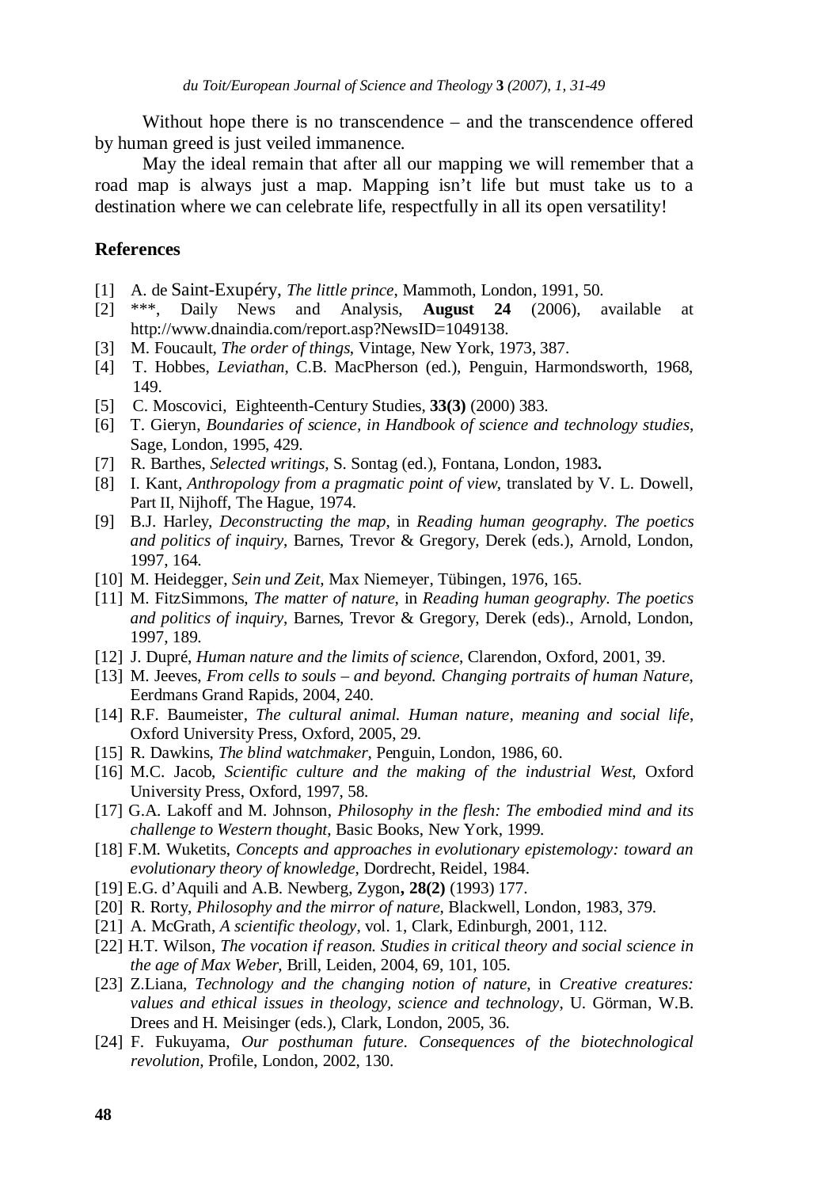Without hope there is no transcendence – and the transcendence offered by human greed is just veiled immanence.

May the ideal remain that after all our mapping we will remember that a road map is always just a map. Mapping isn't life but must take us to a destination where we can celebrate life, respectfully in all its open versatility!

## References

[1] A. de Saint-Exupéry, *The little prince*, Mammoth, London, 1991, 50.
[2] ***, Daily News and Analysis, **August 24** (2006), available at http://www.dnaindia.com/report.asp?NewsID=1049138.
[3] M. Foucault, *The order of things*, Vintage, New York, 1973, 387.
[4] T. Hobbes, *Leviathan*, C.B. MacPherson (ed.), Penguin, Harmondsworth, 1968, 149.
[5] C. Moscovici, Eighteenth-Century Studies, **33(3)** (2000) 383.
[6] T. Gieryn, *Boundaries of science*, *in Handbook of science and technology studies*, Sage, London, 1995, 429.
[7] R. Barthes, *Selected writings*, S. Sontag (ed.), Fontana, London, 1983**.**
[8] I. Kant, *Anthropology from a pragmatic point of view*, translated by V. L. Dowell, Part II, Nijhoff, The Hague, 1974.
[9] B.J. Harley, *Deconstructing the map*, in *Reading human geography*. *The poetics and politics of inquiry*, Barnes, Trevor & Gregory, Derek (eds.), Arnold, London, 1997, 164.
[10] M. Heidegger, *Sein und Zeit*, Max Niemeyer, Tübingen, 1976, 165.
[11] M. FitzSimmons, *The matter of nature*, in *Reading human geography. The poetics and politics of inquiry*, Barnes, Trevor & Gregory, Derek (eds)., Arnold, London, 1997, 189.
[12] J. Dupré, *Human nature and the limits of science*, Clarendon, Oxford, 2001, 39.
[13] M. Jeeves, *From cells to souls – and beyond. Changing portraits of human Nature*, Eerdmans Grand Rapids, 2004, 240.
[14] R.F. Baumeister, *The cultural animal. Human nature, meaning and social life*, Oxford University Press, Oxford, 2005, 29.
[15] R. Dawkins, *The blind watchmaker*, Penguin, London, 1986, 60.
[16] M.C. Jacob, *Scientific culture and the making of the industrial West*, Oxford University Press, Oxford, 1997, 58.
[17] G.A. Lakoff and M. Johnson, *Philosophy in the flesh: The embodied mind and its challenge to Western thought*, Basic Books, New York, 1999.
[18] F.M. Wuketits, *Concepts and approaches in evolutionary epistemology: toward an evolutionary theory of knowledge*, Dordrecht, Reidel, 1984.
[19] E.G. d'Aquili and A.B. Newberg, Zygon**, 28(2)** (1993) 177.
[20] R. Rorty, *Philosophy and the mirror of nature*, Blackwell, London, 1983, 379.
[21] A. McGrath, *A scientific theology*, vol. 1, Clark, Edinburgh, 2001, 112.
[22] H.T. Wilson, *The vocation if reason. Studies in critical theory and social science in the age of Max Weber*, Brill, Leiden, 2004, 69, 101, 105.
[23] Z.Liana, *Technology and the changing notion of nature*, in *Creative creatures: values and ethical issues in theology, science and technology*, U. Görman, W.B. Drees and H. Meisinger (eds.), Clark, London, 2005, 36.
[24] F. Fukuyama, *Our posthuman future. Consequences of the biotechnological revolution*, Profile, London, 2002, 130.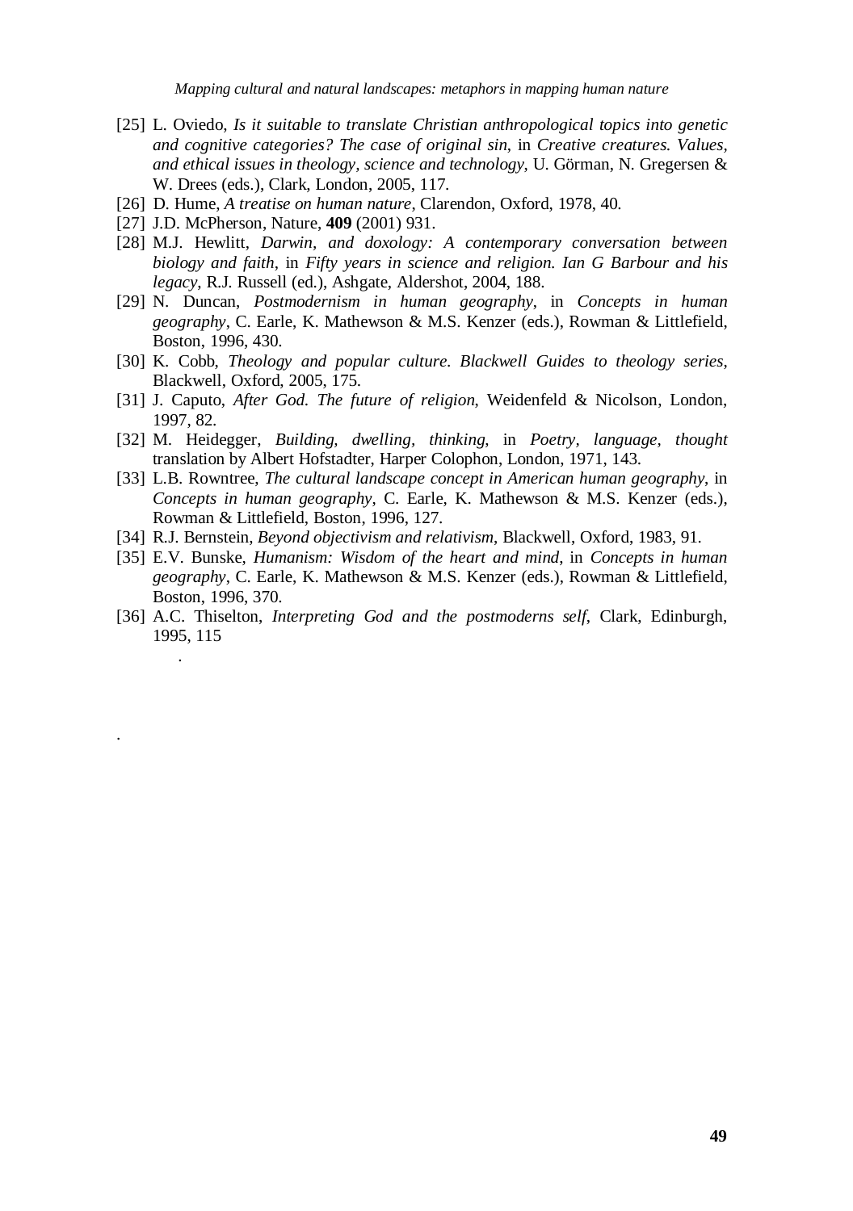[25] L. Oviedo, *Is it suitable to translate Christian anthropological topics into genetic and cognitive categories? The case of original sin*, in *Creative creatures. Values, and ethical issues in theology, science and technology*, U. Görman, N. Gregersen & W. Drees (eds.), Clark, London, 2005, 117.

[26] D. Hume, *A treatise on human nature*, Clarendon, Oxford, 1978, 40.

[27] J.D. McPherson, Nature, **409** (2001) 931.

[28] M.J. Hewlitt, *Darwin, and doxology: A contemporary conversation between biology and faith*, in *Fifty years in science and religion. Ian G Barbour and his legacy*, R.J. Russell (ed.), Ashgate, Aldershot, 2004, 188.

[29] N. Duncan, *Postmodernism in human geography*, in *Concepts in human geography*, C. Earle, K. Mathewson & M.S. Kenzer (eds.), Rowman & Littlefield, Boston, 1996, 430.

[30] K. Cobb, *Theology and popular culture. Blackwell Guides to theology series*, Blackwell, Oxford, 2005, 175.

[31] J. Caputo, *After God. The future of religion*, Weidenfeld & Nicolson, London, 1997, 82.

[32] M. Heidegger, *Building, dwelling, thinking*, in *Poetry, language, thought* translation by Albert Hofstadter, Harper Colophon, London, 1971, 143.

[33] L.B. Rowntree, *The cultural landscape concept in American human geography*, in *Concepts in human geography*, C. Earle, K. Mathewson & M.S. Kenzer (eds.), Rowman & Littlefield, Boston, 1996, 127.

[34] R.J. Bernstein, *Beyond objectivism and relativism*, Blackwell, Oxford, 1983, 91.

[35] E.V. Bunske, *Humanism: Wisdom of the heart and mind*, in *Concepts in human geography*, C. Earle, K. Mathewson & M.S. Kenzer (eds.), Rowman & Littlefield, Boston, 1996, 370.

[36] A.C. Thiselton, *Interpreting God and the postmoderns self*, Clark, Edinburgh, 1995, 115